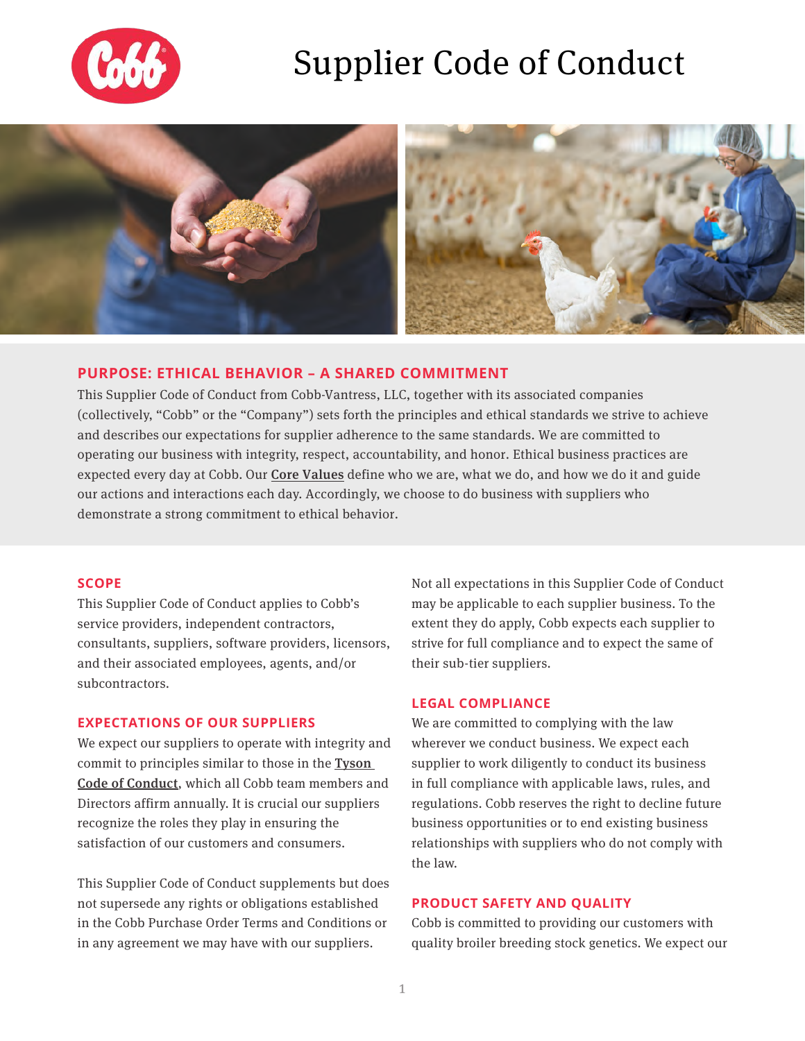# Supplier Code of Conduct

## PURPOSE: ETHICAL BEHAVIOR – A SHARED COMMITMENT

This Supplier Code of Conduct from Cobb-Vantress, LLC, together with its associated companies (collectively, "Cobb" or the "Company") sets forth the principles and ethical standards we strive to achieve and describes our expectations for supplier adherence to the same standards. We are committed to operating our business with integrity, respect, accountability, and honor. Ethical business practices are expected every day at Cobb. Our **Core Values** define who we are, what we do, and how we do it and guide our actions and interactions each day. Accordingly, we choose to do business with suppliers who demonstrate a strong commitment to ethical behavior.

## SCOPE

This Supplier Code of Conduct applies to Cobb's service providers, independent contractors, consultants, suppliers, software providers, licensors, and their associated employees, agents, and/or subcontractors.

## EXPECTATIONS OF OUR SUPPLIERS

We expect our suppliers to operate with integrity and commit to principles similar to those in the **Tyson Code of Conduct**, which all Cobb team members and Directors affirm annually. It is crucial our suppliers recognize the roles they play in ensuring the satisfaction of our customers and consumers.

This Supplier Code of Conduct supplements but does not supersede any rights or obligations established in the Cobb Purchase Order Terms and Conditions or in any agreement we may have with our suppliers.

Not all expectations in this Supplier Code of Conduct may be applicable to each supplier business. To the extent they do apply, Cobb expects each supplier to strive for full compliance and to expect the same of their sub-tier suppliers.

## LEGAL COMPLIANCE

We are committed to complying with the law wherever we conduct business. We expect each supplier to work diligently to conduct its business in full compliance with applicable laws, rules, and regulations. Cobb reserves the right to decline future business opportunities or to end existing business relationships with suppliers who do not comply with the law.

## PRODUCT SAFETY AND QUALITY

Cobb is committed to providing our customers with quality broiler breeding stock genetics. We expect our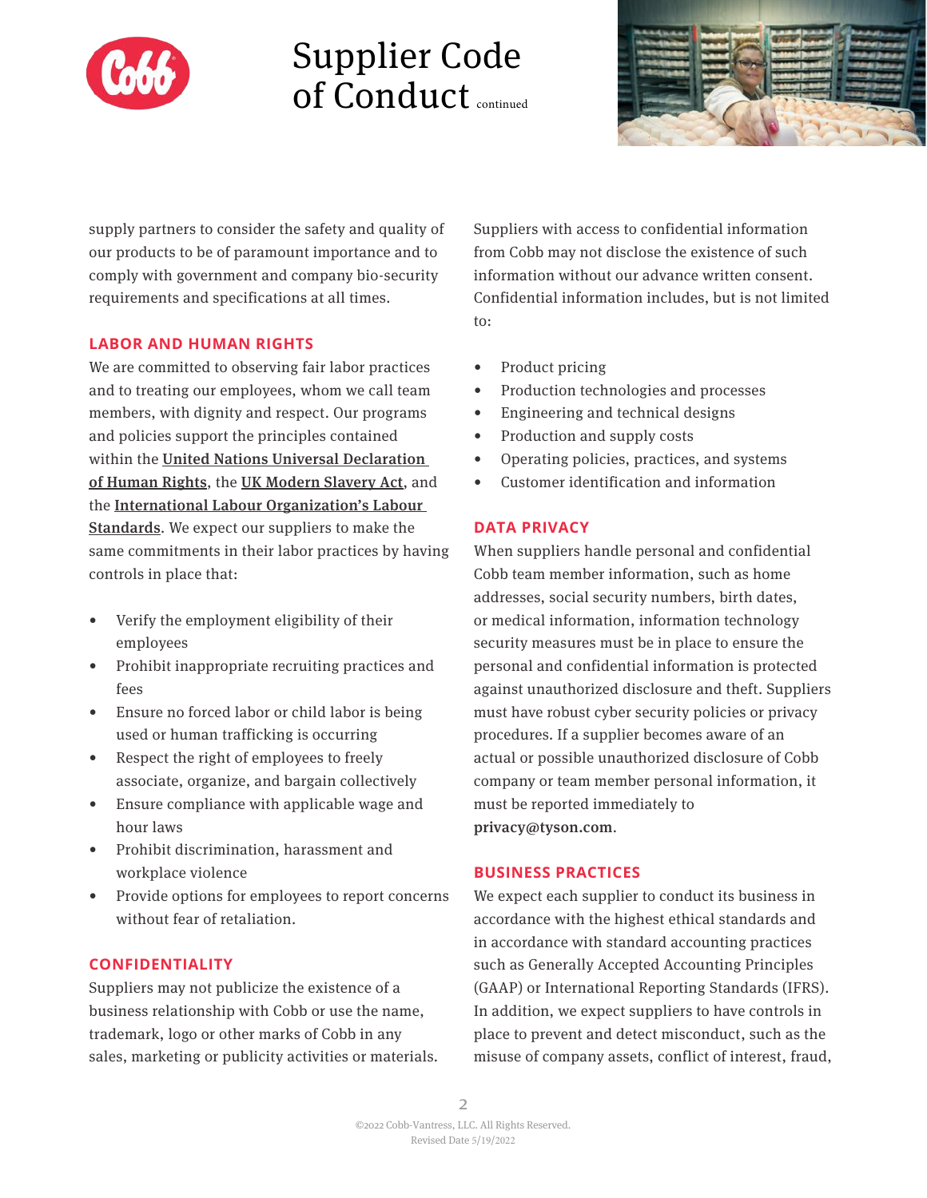supply partners to consider the safety and quality of our products to be of paramount importance and to comply with government and company bio-security requirements and specifications at all times.

## LABOR AND HUMAN RIGHTS

We are committed to observing fair labor practices and to treating our employees, whom we call team members, with dignity and respect. Our programs and policies support the principles contained within the **United Nations Universal Declaration of Human Rights**, the **UK Modern Slavery Act**, and the **International Labour Organization's Labour Standards**. We expect our suppliers to make the same commitments in their labor practices by having controls in place that:

- Verify the employment eligibility of their employees
- Prohibit inappropriate recruiting practices and fees
- Ensure no forced labor or child labor is being used or human trafficking is occurring
- Respect the right of employees to freely associate, organize, and bargain collectively
- Ensure compliance with applicable wage and hour laws
- Prohibit discrimination, harassment and workplace violence
- Provide options for employees to report concerns without fear of retaliation.

## CONFIDENTIALITY

Suppliers may not publicize the existence of a business relationship with Cobb or use the name, trademark, logo or other marks of Cobb in any sales, marketing or publicity activities or materials. Suppliers with access to confidential information from Cobb may not disclose the existence of such information without our advance written consent. Confidential information includes, but is not limited to:

- Product pricing
- Production technologies and processes
- Engineering and technical designs
- Production and supply costs
- Operating policies, practices, and systems
- Customer identification and information

## DATA PRIVACY

When suppliers handle personal and confidential Cobb team member information, such as home addresses, social security numbers, birth dates, or medical information, information technology security measures must be in place to ensure the personal and confidential information is protected against unauthorized disclosure and theft. Suppliers must have robust cyber security policies or privacy procedures. If a supplier becomes aware of an actual or possible unauthorized disclosure of Cobb company or team member personal information, it must be reported immediately to **privacy@tyson.com**.

## BUSINESS PRACTICES

We expect each supplier to conduct its business in accordance with the highest ethical standards and in accordance with standard accounting practices such as Generally Accepted Accounting Principles (GAAP) or International Reporting Standards (IFRS). In addition, we expect suppliers to have controls in place to prevent and detect misconduct, such as the misuse of company assets, conflict of interest, fraud,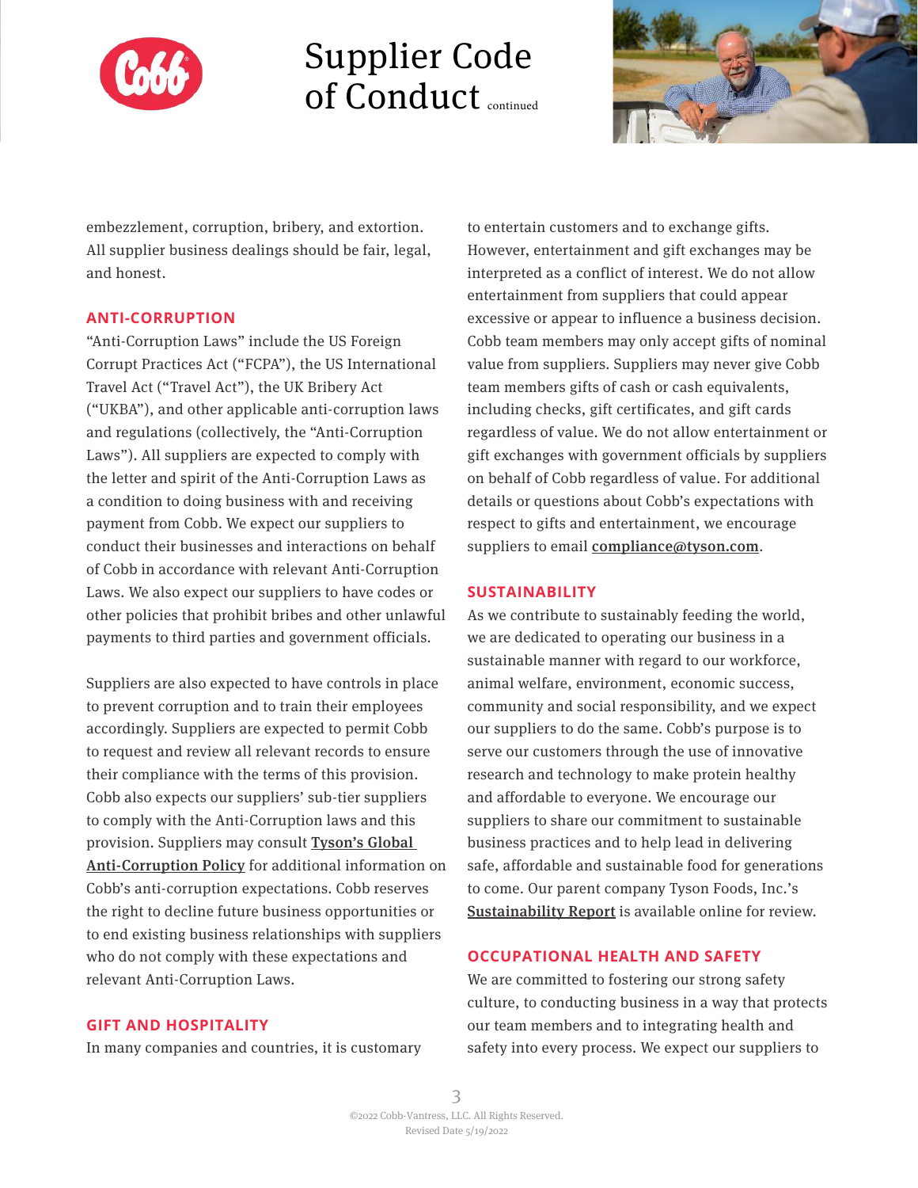embezzlement, corruption, bribery, and extortion. All supplier business dealings should be fair, legal, and honest.

## ANTI-CORRUPTION

"Anti-Corruption Laws" include the US Foreign Corrupt Practices Act ("FCPA"), the US International Travel Act ("Travel Act"), the UK Bribery Act ("UKBA"), and other applicable anti-corruption laws and regulations (collectively, the "Anti-Corruption Laws"). All suppliers are expected to comply with the letter and spirit of the Anti-Corruption Laws as a condition to doing business with and receiving payment from Cobb. We expect our suppliers to conduct their businesses and interactions on behalf of Cobb in accordance with relevant Anti-Corruption Laws. We also expect our suppliers to have codes or other policies that prohibit bribes and other unlawful payments to third parties and government officials.

Suppliers are also expected to have controls in place to prevent corruption and to train their employees accordingly. Suppliers are expected to permit Cobb to request and review all relevant records to ensure their compliance with the terms of this provision. Cobb also expects our suppliers' sub-tier suppliers to comply with the Anti-Corruption laws and this provision. Suppliers may consult **Tyson's Global Anti-Corruption Policy** for additional information on Cobb's anti-corruption expectations. Cobb reserves the right to decline future business opportunities or to end existing business relationships with suppliers who do not comply with these expectations and relevant Anti-Corruption Laws.

## GIFT AND HOSPITALITY

In many companies and countries, it is customary to entertain customers and to exchange gifts. However, entertainment and gift exchanges may be interpreted as a conflict of interest. We do not allow entertainment from suppliers that could appear excessive or appear to influence a business decision. Cobb team members may only accept gifts of nominal value from suppliers. Suppliers may never give Cobb team members gifts of cash or cash equivalents, including checks, gift certificates, and gift cards regardless of value. We do not allow entertainment or gift exchanges with government officials by suppliers on behalf of Cobb regardless of value. For additional details or questions about Cobb's expectations with respect to gifts and entertainment, we encourage suppliers to email **compliance@tyson.com**.

## SUSTAINABILITY

As we contribute to sustainably feeding the world, we are dedicated to operating our business in a sustainable manner with regard to our workforce, animal welfare, environment, economic success, community and social responsibility, and we expect our suppliers to do the same. Cobb's purpose is to serve our customers through the use of innovative research and technology to make protein healthy and affordable to everyone. We encourage our suppliers to share our commitment to sustainable business practices and to help lead in delivering safe, affordable and sustainable food for generations to come. Our parent company Tyson Foods, Inc.'s **Sustainability Report** is available online for review.

## OCCUPATIONAL HEALTH AND SAFETY

We are committed to fostering our strong safety culture, to conducting business in a way that protects our team members and to integrating health and safety into every process. We expect our suppliers to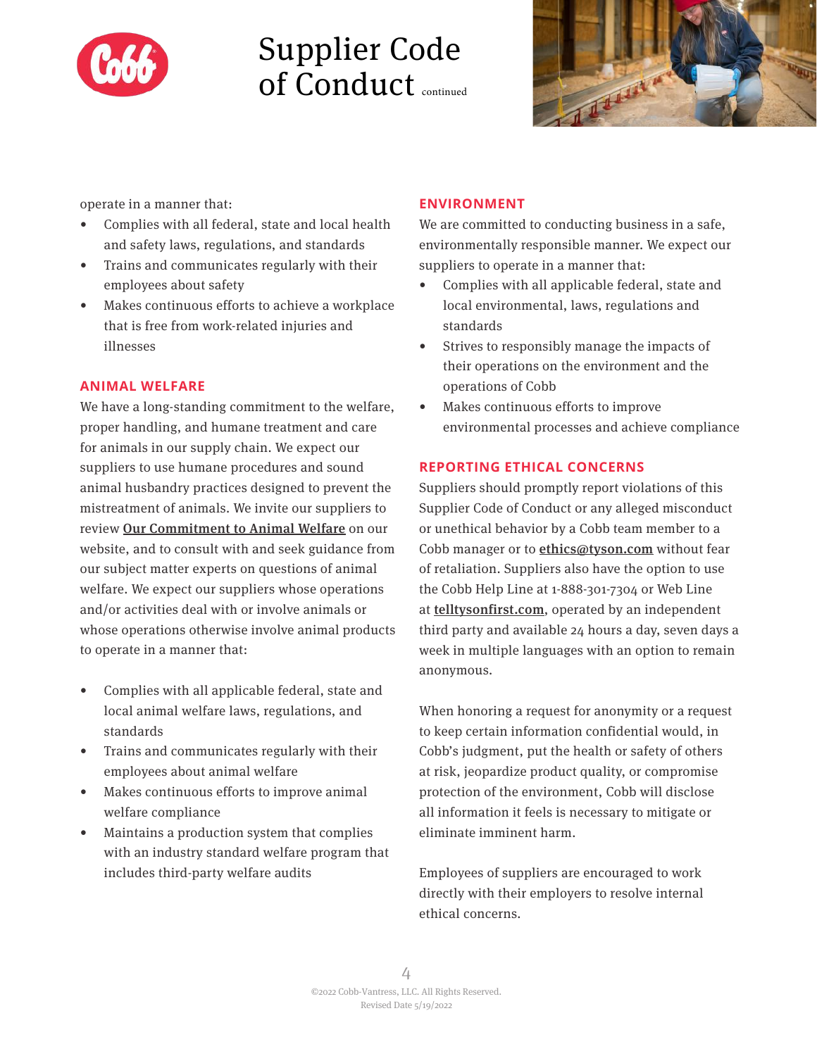operate in a manner that:

- Complies with all federal, state and local health and safety laws, regulations, and standards
- Trains and communicates regularly with their employees about safety
- Makes continuous efforts to achieve a workplace that is free from work-related injuries and illnesses

## ANIMAL WELFARE

We have a long-standing commitment to the welfare, proper handling, and humane treatment and care for animals in our supply chain. We expect our suppliers to use humane procedures and sound animal husbandry practices designed to prevent the mistreatment of animals. We invite our suppliers to review **Our Commitment to Animal Welfare** on our website, and to consult with and seek guidance from our subject matter experts on questions of animal welfare. We expect our suppliers whose operations and/or activities deal with or involve animals or whose operations otherwise involve animal products to operate in a manner that:

- Complies with all applicable federal, state and local animal welfare laws, regulations, and standards
- Trains and communicates regularly with their employees about animal welfare
- Makes continuous efforts to improve animal welfare compliance
- Maintains a production system that complies with an industry standard welfare program that includes third-party welfare audits

## ENVIRONMENT

We are committed to conducting business in a safe, environmentally responsible manner. We expect our suppliers to operate in a manner that:

- Complies with all applicable federal, state and local environmental, laws, regulations and standards
- Strives to responsibly manage the impacts of their operations on the environment and the operations of Cobb
- Makes continuous efforts to improve environmental processes and achieve compliance

## REPORTING ETHICAL CONCERNS

Suppliers should promptly report violations of this Supplier Code of Conduct or any alleged misconduct or unethical behavior by a Cobb team member to a Cobb manager or to **ethics@tyson.com** without fear of retaliation. Suppliers also have the option to use the Cobb Help Line at 1-888-301-7304 or Web Line at **telltysonfirst.com**, operated by an independent third party and available 24 hours a day, seven days a week in multiple languages with an option to remain anonymous.

When honoring a request for anonymity or a request to keep certain information confidential would, in Cobb's judgment, put the health or safety of others at risk, jeopardize product quality, or compromise protection of the environment, Cobb will disclose all information it feels is necessary to mitigate or eliminate imminent harm.

Employees of suppliers are encouraged to work directly with their employers to resolve internal ethical concerns.

©2022 Cobb-Vantress, LLC. All Rights Reserved.
Revised Date 5/19/2022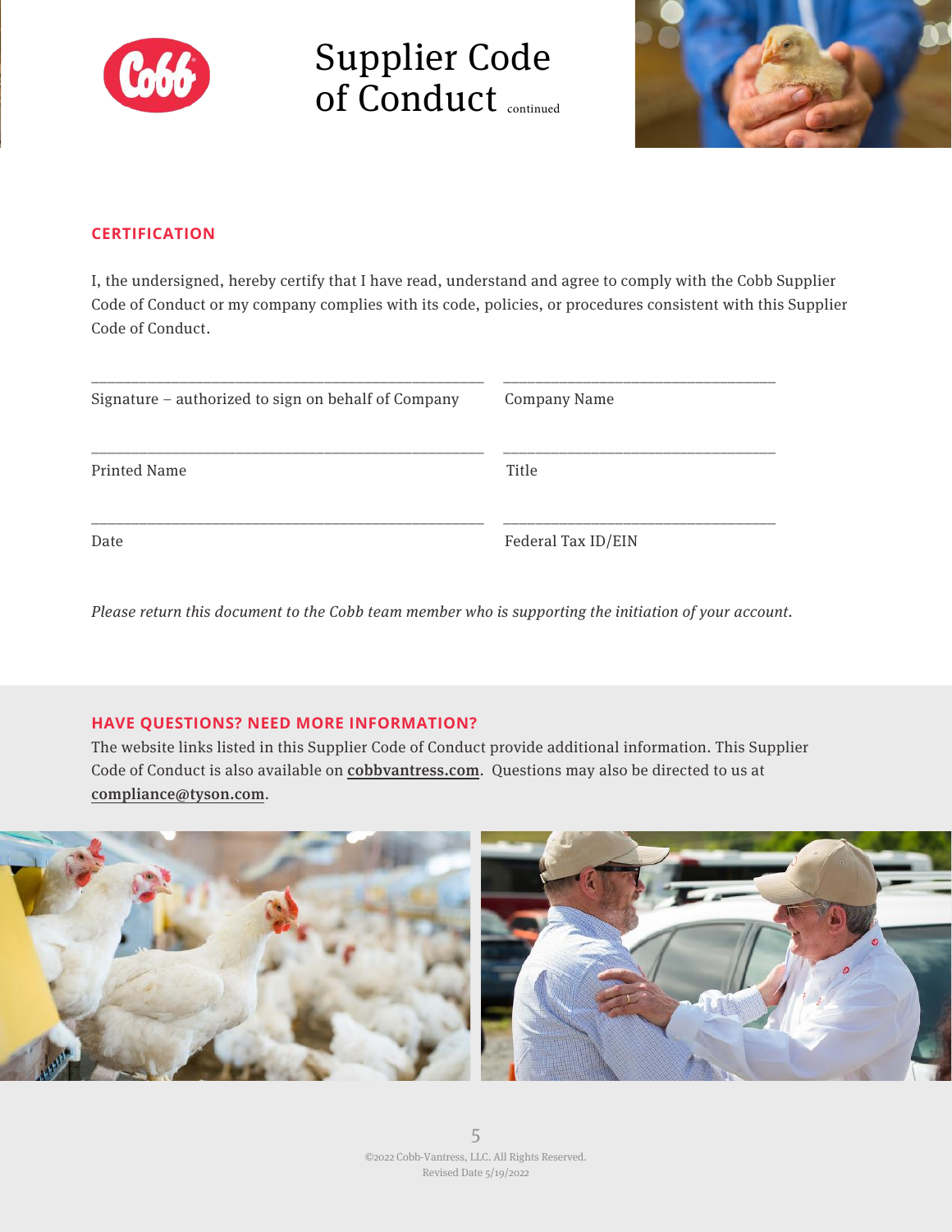# Supplier Code of Conduct continued

## CERTIFICATION

I, the undersigned, hereby certify that I have read, understand and agree to comply with the Cobb Supplier Code of Conduct or my company complies with its code, policies, or procedures consistent with this Supplier Code of Conduct.

| | |
|---|---|
| \_\_\_\_\_\_\_\_\_\_\_\_\_\_\_\_\_\_\_\_\_\_\_\_\_\_\_\_\_\_\_\_\_\_\_\_ | \_\_\_\_\_\_\_\_\_\_\_\_\_\_\_\_\_\_\_\_\_\_\_\_\_\_\_\_\_\_\_\_\_\_\_\_ |
| Signature – authorized to sign on behalf of Company | Company Name |
| \_\_\_\_\_\_\_\_\_\_\_\_\_\_\_\_\_\_\_\_\_\_\_\_\_\_\_\_\_\_\_\_\_\_\_\_ | \_\_\_\_\_\_\_\_\_\_\_\_\_\_\_\_\_\_\_\_\_\_\_\_\_\_\_\_\_\_\_\_\_\_\_\_ |
| Printed Name | Title |
| \_\_\_\_\_\_\_\_\_\_\_\_\_\_\_\_\_\_\_\_\_\_\_\_\_\_\_\_\_\_\_\_\_\_\_\_ | \_\_\_\_\_\_\_\_\_\_\_\_\_\_\_\_\_\_\_\_\_\_\_\_\_\_\_\_\_\_\_\_\_\_\_\_ |
| Date | Federal Tax ID/EIN |

*Please return this document to the Cobb team member who is supporting the initiation of your account.*

## HAVE QUESTIONS? NEED MORE INFORMATION?

The website links listed in this Supplier Code of Conduct provide additional information. This Supplier Code of Conduct is also available on **cobbvantress.com**. Questions may also be directed to us at **compliance@tyson.com**.

©2022 Cobb-Vantress, LLC. All Rights Reserved.
Revised Date 5/19/2022